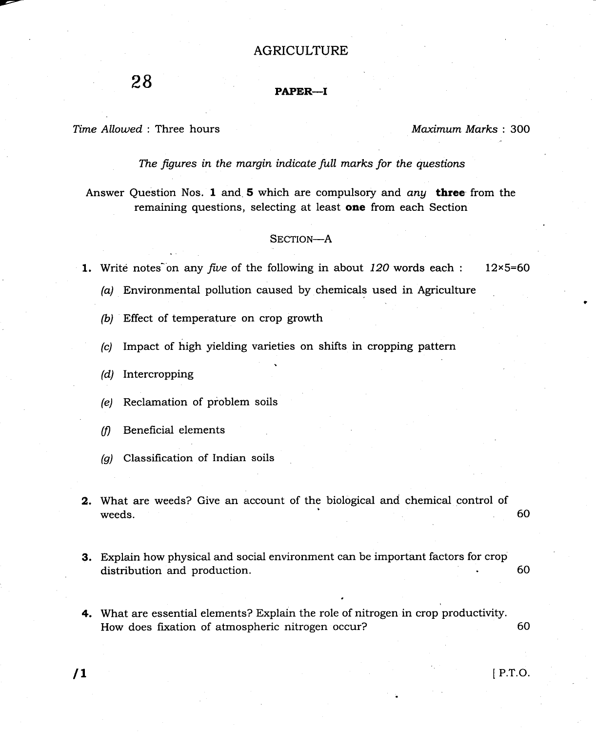# AGRICULTURE

**28**

**PAPER—I**

*Time Allowed* : Three hours  *Maximum Marks* : 300

*The figures in the margin indicate full marks for the questions*

Answer Question Nos. **1** and **5** which are compulsory and *any* **three** from the remaining questions, selecting at least **one** from each Section

## SECTION—A

**1.** Write notes on any *five* of the following in about *120* words each : 12×5=60

   *(a)* Environmental pollution caused by chemicals used in Agriculture

   *(b)* Effect of temperature on crop growth

   *(c)* Impact of high yielding varieties on shifts in cropping pattern

   *(d)* Intercropping

   *(e)* Reclamation of problem soils

   *(f)* Beneficial elements

   *(g)* Classification of Indian soils

**2.** What are weeds? Give an account of the biological and chemical control of weeds. 60

**3.** Explain how physical and social environment can be important factors for crop distribution and production. 60

**4.** What are essential elements? Explain the role of nitrogen in crop productivity. How does fixation of atmospheric nitrogen occur? 60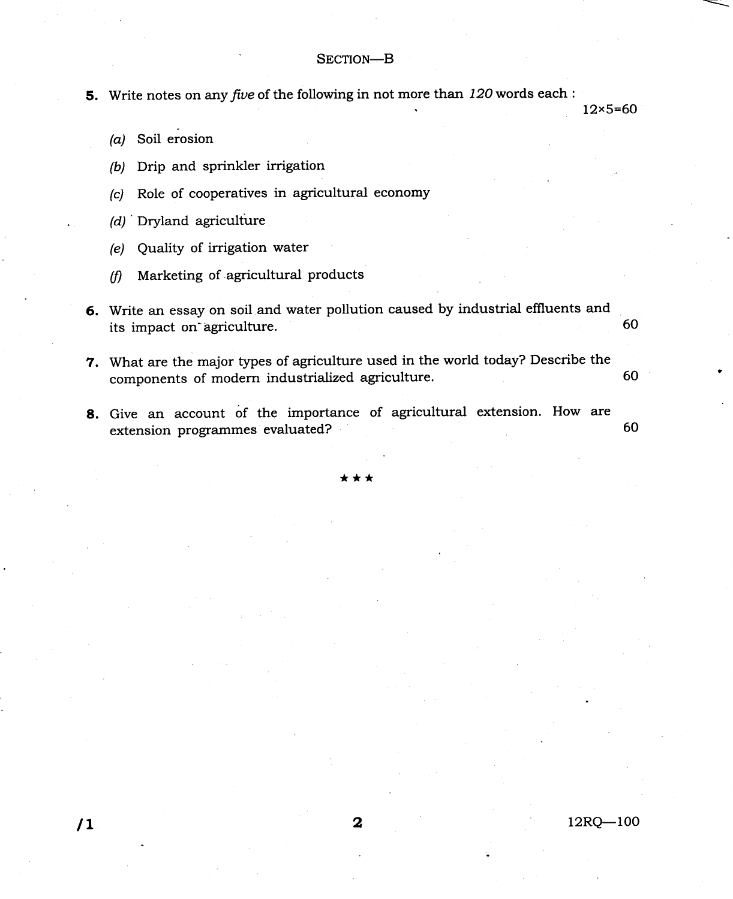## SECTION—B

**5.** Write notes on any *five* of the following in not more than *120* words each : 12×5=60

(a) Soil erosion

(b) Drip and sprinkler irrigation

(c) Role of cooperatives in agricultural economy

(d) Dryland agriculture

(e) Quality of irrigation water

(f) Marketing of agricultural products

**6.** Write an essay on soil and water pollution caused by industrial effluents and its impact on agriculture. 60

**7.** What are the major types of agriculture used in the world today? Describe the components of modern industrialized agriculture. 60

**8.** Give an account of the importance of agricultural extension. How are extension programmes evaluated? 60

★★★

/1

12RQ—100